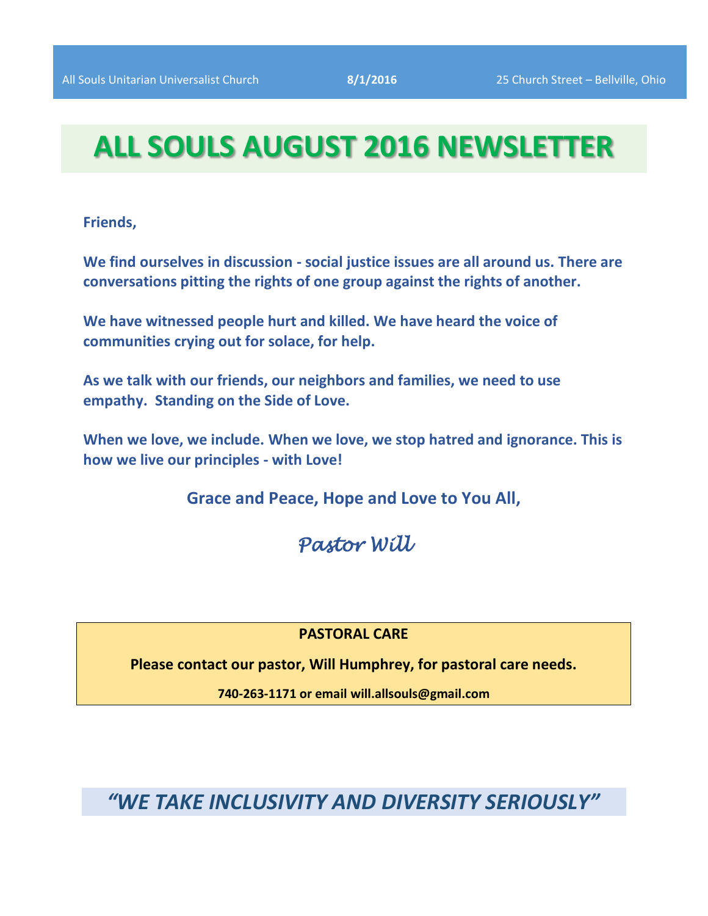All Souls Unitarian Universalist Church **8/1/2016** 25 Church Street – Bellville, Ohio

# ALL SOULS AUGUST 2016 NEWSLETTER

**Friends,**

**We find ourselves in discussion - social justice issues are all around us. There are conversations pitting the rights of one group against the rights of another.**

**We have witnessed people hurt and killed. We have heard the voice of communities crying out for solace, for help.**

**As we talk with our friends, our neighbors and families, we need to use empathy. Standing on the Side of Love.**

**When we love, we include. When we love, we stop hatred and ignorance. This is how we live our principles - with Love!**

**Grace and Peace, Hope and Love to You All,**

*Pastor Will*

**PASTORAL CARE**

**Please contact our pastor, Will Humphrey, for pastoral care needs.**

**740-263-1171 or email will.allsouls@gmail.com**

## *"WE TAKE INCLUSIVITY AND DIVERSITY SERIOUSLY"*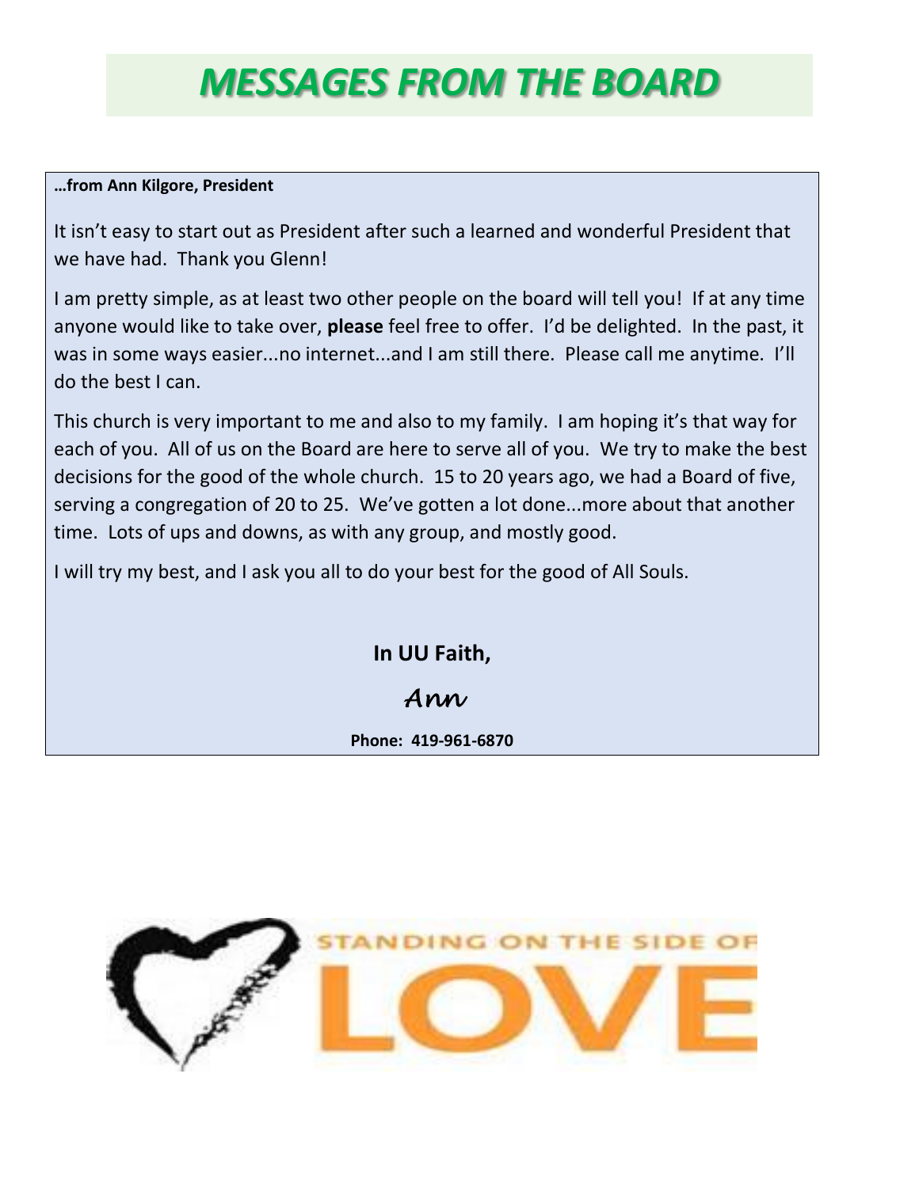# MESSAGES FROM THE BOARD

**…from Ann Kilgore, President**

It isn't easy to start out as President after such a learned and wonderful President that we have had. Thank you Glenn!

I am pretty simple, as at least two other people on the board will tell you! If at any time anyone would like to take over, **please** feel free to offer. I'd be delighted. In the past, it was in some ways easier...no internet...and I am still there. Please call me anytime. I'll do the best I can.

This church is very important to me and also to my family. I am hoping it's that way for each of you. All of us on the Board are here to serve all of you. We try to make the best decisions for the good of the whole church. 15 to 20 years ago, we had a Board of five, serving a congregation of 20 to 25. We've gotten a lot done...more about that another time. Lots of ups and downs, as with any group, and mostly good.

I will try my best, and I ask you all to do your best for the good of All Souls.

**In UU Faith,**

*Ann*

**Phone: 419-961-6870**

STANDING ON THE SIDE OF LOVE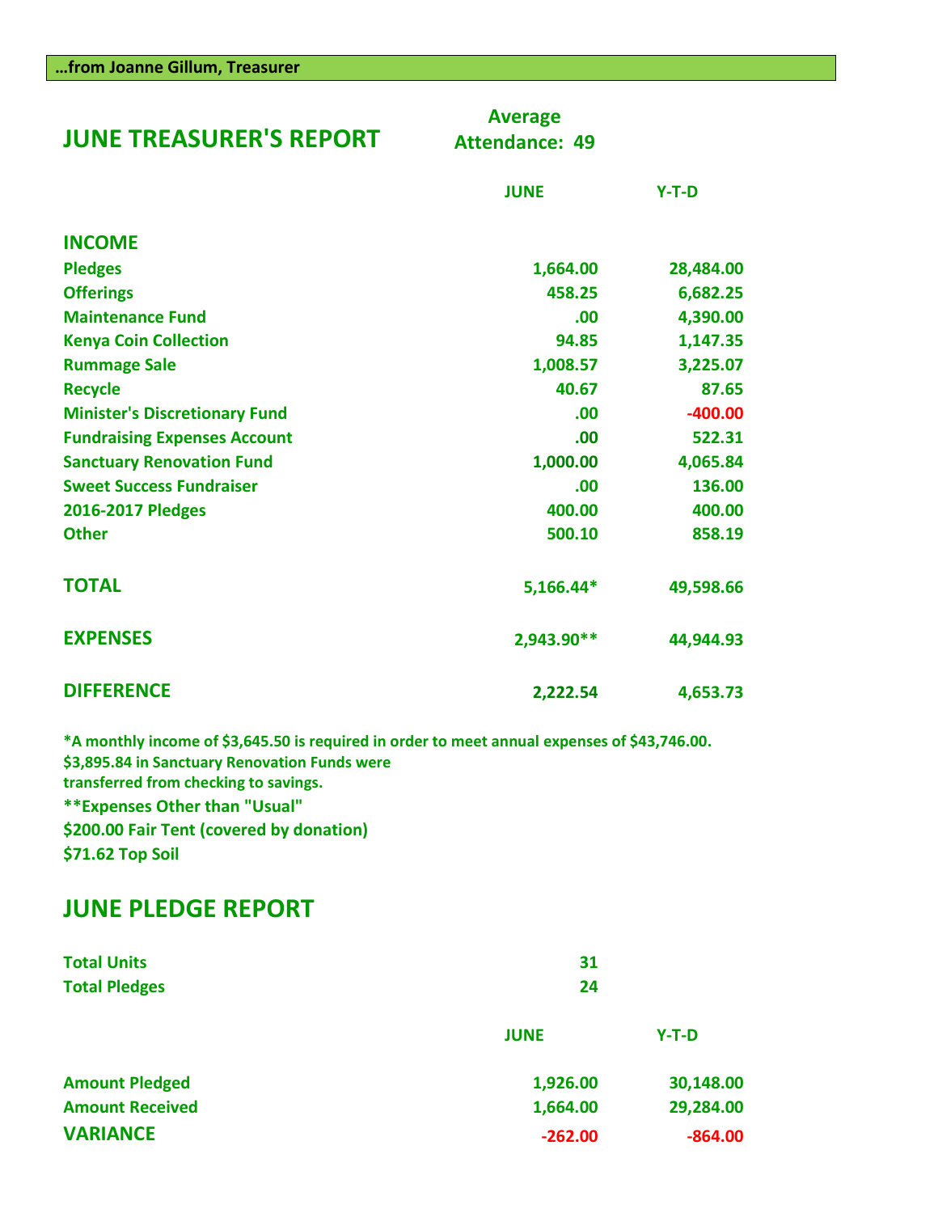**…from Joanne Gillum, Treasurer**

## JUNE TREASURER'S REPORT

**Average Attendance: 49**

| | JUNE | Y-T-D |
|---|---|---|
| **INCOME** | | |
| Pledges | 1,664.00 | 28,484.00 |
| Offerings | 458.25 | 6,682.25 |
| Maintenance Fund | .00 | 4,390.00 |
| Kenya Coin Collection | 94.85 | 1,147.35 |
| Rummage Sale | 1,008.57 | 3,225.07 |
| Recycle | 40.67 | 87.65 |
| Minister's Discretionary Fund | .00 | -400.00 |
| Fundraising Expenses Account | .00 | 522.31 |
| Sanctuary Renovation Fund | 1,000.00 | 4,065.84 |
| Sweet Success Fundraiser | .00 | 136.00 |
| 2016-2017 Pledges | 400.00 | 400.00 |
| Other | 500.10 | 858.19 |
| **TOTAL** | 5,166.44* | 49,598.66 |
| **EXPENSES** | 2,943.90** | 44,944.93 |
| **DIFFERENCE** | 2,222.54 | 4,653.73 |

*A monthly income of $3,645.50 is required in order to meet annual expenses of $43,746.00.
$3,895.84 in Sanctuary Renovation Funds were transferred from checking to savings.

**Expenses Other than "Usual"
$200.00 Fair Tent (covered by donation)
$71.62 Top Soil

## JUNE PLEDGE REPORT

| | |
|---|---|
| Total Units | 31 |
| Total Pledges | 24 |

| | JUNE | Y-T-D |
|---|---|---|
| Amount Pledged | 1,926.00 | 30,148.00 |
| Amount Received | 1,664.00 | 29,284.00 |
| **VARIANCE** | -262.00 | -864.00 |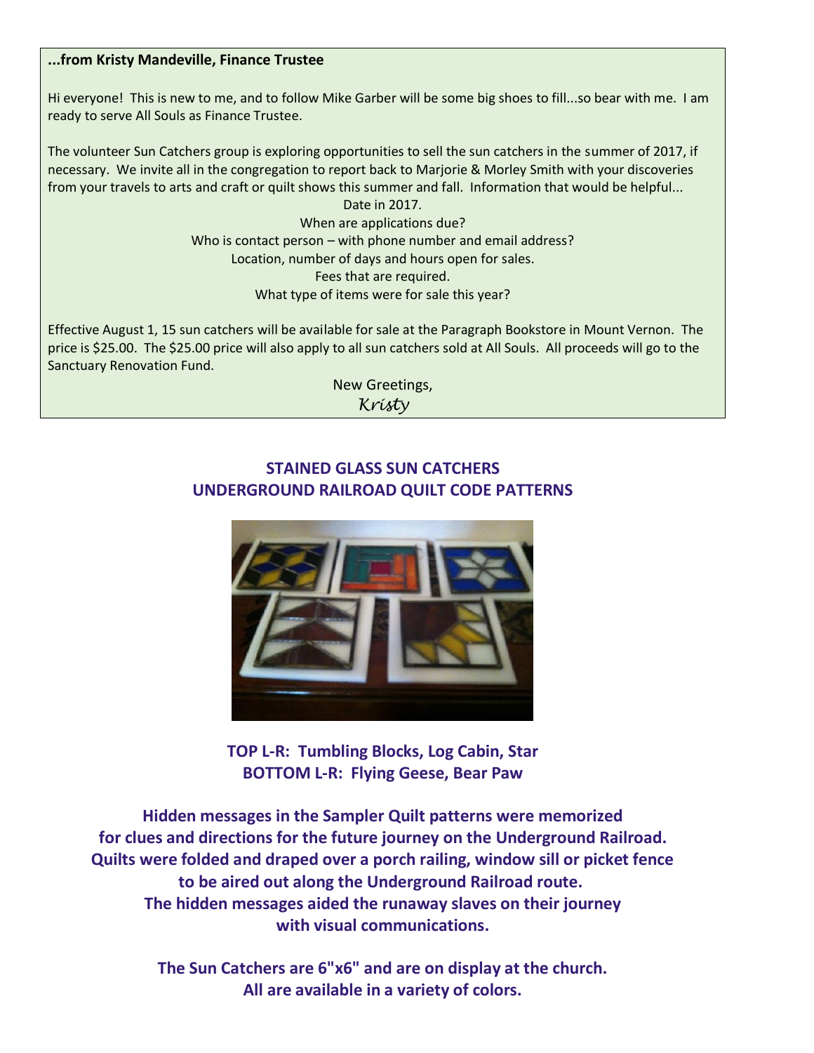**...from Kristy Mandeville, Finance Trustee**

Hi everyone! This is new to me, and to follow Mike Garber will be some big shoes to fill...so bear with me. I am ready to serve All Souls as Finance Trustee.

The volunteer Sun Catchers group is exploring opportunities to sell the sun catchers in the summer of 2017, if necessary. We invite all in the congregation to report back to Marjorie & Morley Smith with your discoveries from your travels to arts and craft or quilt shows this summer and fall. Information that would be helpful...

Date in 2017.
When are applications due?
Who is contact person – with phone number and email address?
Location, number of days and hours open for sales.
Fees that are required.
What type of items were for sale this year?

Effective August 1, 15 sun catchers will be available for sale at the Paragraph Bookstore in Mount Vernon. The price is $25.00. The $25.00 price will also apply to all sun catchers sold at All Souls. All proceeds will go to the Sanctuary Renovation Fund.

New Greetings,
*Kristy*

## STAINED GLASS SUN CATCHERS
## UNDERGROUND RAILROAD QUILT CODE PATTERNS

**TOP L-R: Tumbling Blocks, Log Cabin, Star**
**BOTTOM L-R: Flying Geese, Bear Paw**

**Hidden messages in the Sampler Quilt patterns were memorized for clues and directions for the future journey on the Underground Railroad. Quilts were folded and draped over a porch railing, window sill or picket fence to be aired out along the Underground Railroad route. The hidden messages aided the runaway slaves on their journey with visual communications.**

**The Sun Catchers are 6"x6" and are on display at the church. All are available in a variety of colors.**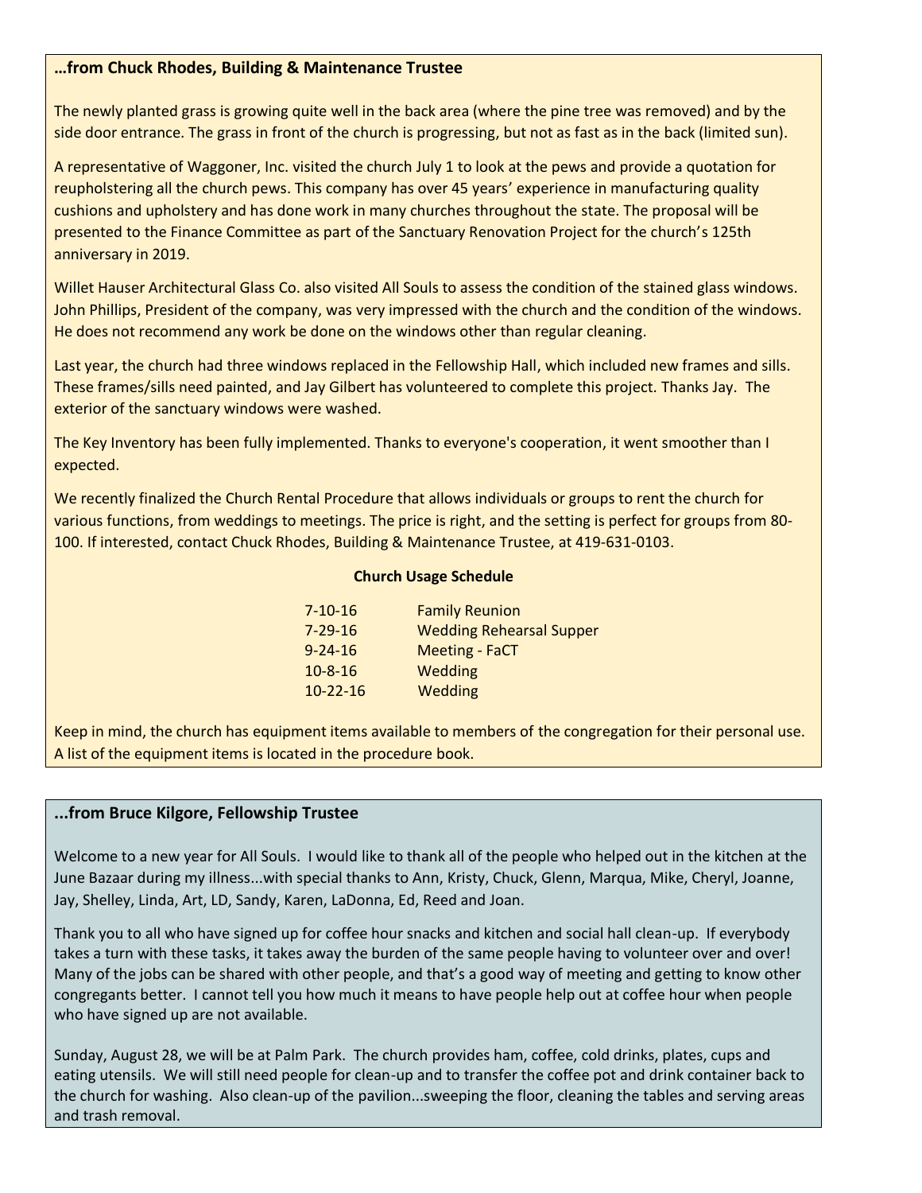### …from Chuck Rhodes, Building & Maintenance Trustee

The newly planted grass is growing quite well in the back area (where the pine tree was removed) and by the side door entrance. The grass in front of the church is progressing, but not as fast as in the back (limited sun).

A representative of Waggoner, Inc. visited the church July 1 to look at the pews and provide a quotation for reupholstering all the church pews. This company has over 45 years' experience in manufacturing quality cushions and upholstery and has done work in many churches throughout the state. The proposal will be presented to the Finance Committee as part of the Sanctuary Renovation Project for the church's 125th anniversary in 2019.

Willet Hauser Architectural Glass Co. also visited All Souls to assess the condition of the stained glass windows. John Phillips, President of the company, was very impressed with the church and the condition of the windows. He does not recommend any work be done on the windows other than regular cleaning.

Last year, the church had three windows replaced in the Fellowship Hall, which included new frames and sills. These frames/sills need painted, and Jay Gilbert has volunteered to complete this project. Thanks Jay. The exterior of the sanctuary windows were washed.

The Key Inventory has been fully implemented. Thanks to everyone's cooperation, it went smoother than I expected.

We recently finalized the Church Rental Procedure that allows individuals or groups to rent the church for various functions, from weddings to meetings. The price is right, and the setting is perfect for groups from 80-100. If interested, contact Chuck Rhodes, Building & Maintenance Trustee, at 419-631-0103.

**Church Usage Schedule**

| | |
|---|---|
| 7-10-16 | Family Reunion |
| 7-29-16 | Wedding Rehearsal Supper |
| 9-24-16 | Meeting - FaCT |
| 10-8-16 | Wedding |
| 10-22-16 | Wedding |

Keep in mind, the church has equipment items available to members of the congregation for their personal use. A list of the equipment items is located in the procedure book.

### ...from Bruce Kilgore, Fellowship Trustee

Welcome to a new year for All Souls. I would like to thank all of the people who helped out in the kitchen at the June Bazaar during my illness...with special thanks to Ann, Kristy, Chuck, Glenn, Marqua, Mike, Cheryl, Joanne, Jay, Shelley, Linda, Art, LD, Sandy, Karen, LaDonna, Ed, Reed and Joan.

Thank you to all who have signed up for coffee hour snacks and kitchen and social hall clean-up. If everybody takes a turn with these tasks, it takes away the burden of the same people having to volunteer over and over! Many of the jobs can be shared with other people, and that's a good way of meeting and getting to know other congregants better. I cannot tell you how much it means to have people help out at coffee hour when people who have signed up are not available.

Sunday, August 28, we will be at Palm Park. The church provides ham, coffee, cold drinks, plates, cups and eating utensils. We will still need people for clean-up and to transfer the coffee pot and drink container back to the church for washing. Also clean-up of the pavilion...sweeping the floor, cleaning the tables and serving areas and trash removal.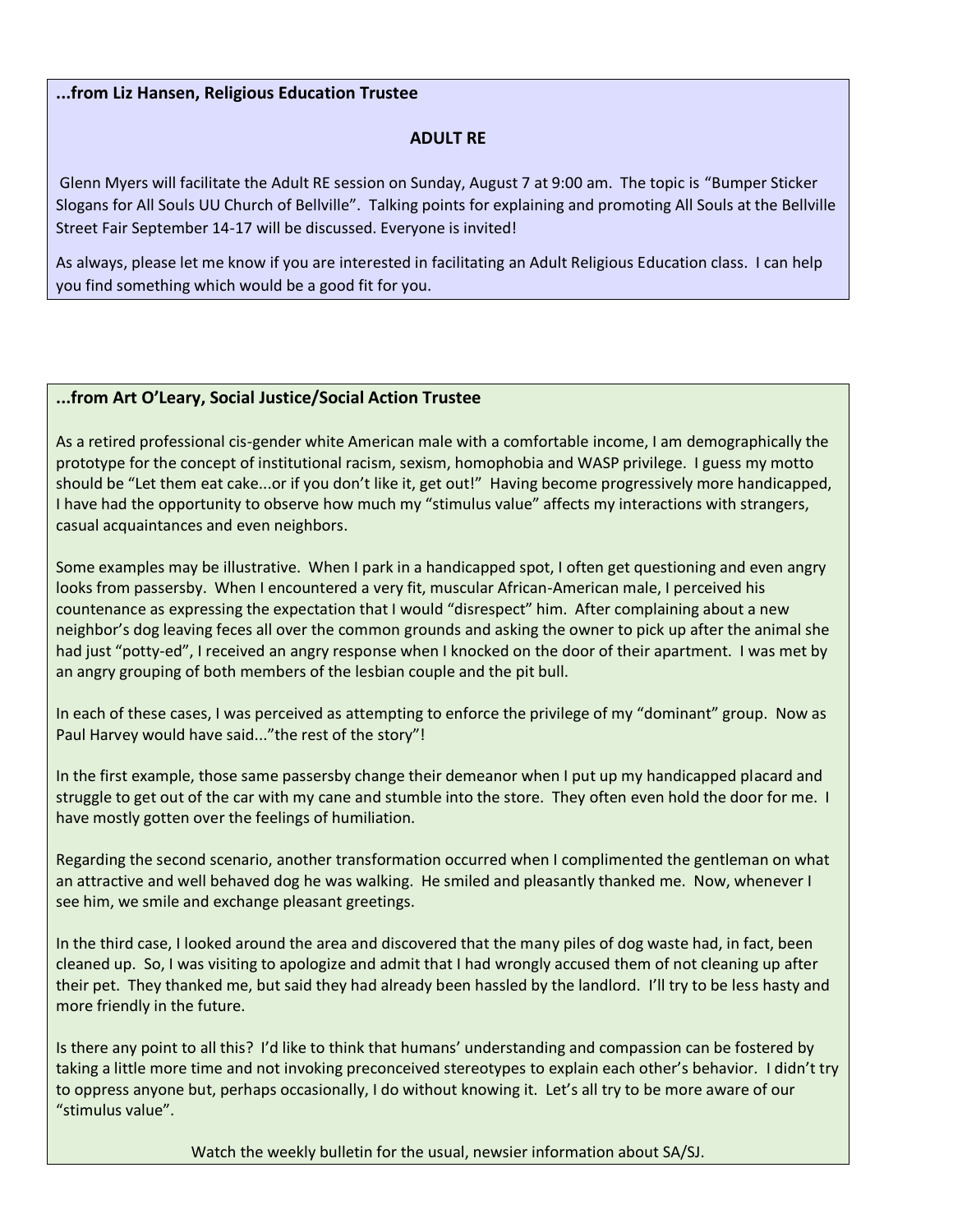**...from Liz Hansen, Religious Education Trustee**

**ADULT RE**

Glenn Myers will facilitate the Adult RE session on Sunday, August 7 at 9:00 am. The topic is "Bumper Sticker Slogans for All Souls UU Church of Bellville". Talking points for explaining and promoting All Souls at the Bellville Street Fair September 14-17 will be discussed. Everyone is invited!

As always, please let me know if you are interested in facilitating an Adult Religious Education class. I can help you find something which would be a good fit for you.

**...from Art O'Leary, Social Justice/Social Action Trustee**

As a retired professional cis-gender white American male with a comfortable income, I am demographically the prototype for the concept of institutional racism, sexism, homophobia and WASP privilege. I guess my motto should be "Let them eat cake...or if you don't like it, get out!" Having become progressively more handicapped, I have had the opportunity to observe how much my "stimulus value" affects my interactions with strangers, casual acquaintances and even neighbors.

Some examples may be illustrative. When I park in a handicapped spot, I often get questioning and even angry looks from passersby. When I encountered a very fit, muscular African-American male, I perceived his countenance as expressing the expectation that I would "disrespect" him. After complaining about a new neighbor's dog leaving feces all over the common grounds and asking the owner to pick up after the animal she had just "potty-ed", I received an angry response when I knocked on the door of their apartment. I was met by an angry grouping of both members of the lesbian couple and the pit bull.

In each of these cases, I was perceived as attempting to enforce the privilege of my "dominant" group. Now as Paul Harvey would have said..."the rest of the story"!

In the first example, those same passersby change their demeanor when I put up my handicapped placard and struggle to get out of the car with my cane and stumble into the store. They often even hold the door for me. I have mostly gotten over the feelings of humiliation.

Regarding the second scenario, another transformation occurred when I complimented the gentleman on what an attractive and well behaved dog he was walking. He smiled and pleasantly thanked me. Now, whenever I see him, we smile and exchange pleasant greetings.

In the third case, I looked around the area and discovered that the many piles of dog waste had, in fact, been cleaned up. So, I was visiting to apologize and admit that I had wrongly accused them of not cleaning up after their pet. They thanked me, but said they had already been hassled by the landlord. I'll try to be less hasty and more friendly in the future.

Is there any point to all this? I'd like to think that humans' understanding and compassion can be fostered by taking a little more time and not invoking preconceived stereotypes to explain each other's behavior. I didn't try to oppress anyone but, perhaps occasionally, I do without knowing it. Let's all try to be more aware of our "stimulus value".

Watch the weekly bulletin for the usual, newsier information about SA/SJ.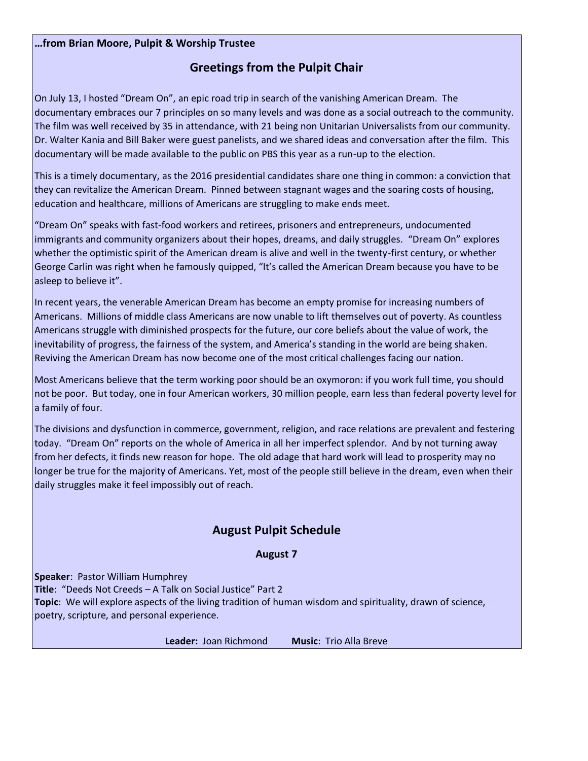**…from Brian Moore, Pulpit & Worship Trustee**

## Greetings from the Pulpit Chair

On July 13, I hosted "Dream On", an epic road trip in search of the vanishing American Dream. The documentary embraces our 7 principles on so many levels and was done as a social outreach to the community. The film was well received by 35 in attendance, with 21 being non Unitarian Universalists from our community. Dr. Walter Kania and Bill Baker were guest panelists, and we shared ideas and conversation after the film. This documentary will be made available to the public on PBS this year as a run-up to the election.

This is a timely documentary, as the 2016 presidential candidates share one thing in common: a conviction that they can revitalize the American Dream. Pinned between stagnant wages and the soaring costs of housing, education and healthcare, millions of Americans are struggling to make ends meet.

"Dream On" speaks with fast-food workers and retirees, prisoners and entrepreneurs, undocumented immigrants and community organizers about their hopes, dreams, and daily struggles. "Dream On" explores whether the optimistic spirit of the American dream is alive and well in the twenty-first century, or whether George Carlin was right when he famously quipped, "It's called the American Dream because you have to be asleep to believe it".

In recent years, the venerable American Dream has become an empty promise for increasing numbers of Americans. Millions of middle class Americans are now unable to lift themselves out of poverty. As countless Americans struggle with diminished prospects for the future, our core beliefs about the value of work, the inevitability of progress, the fairness of the system, and America's standing in the world are being shaken. Reviving the American Dream has now become one of the most critical challenges facing our nation.

Most Americans believe that the term working poor should be an oxymoron: if you work full time, you should not be poor. But today, one in four American workers, 30 million people, earn less than federal poverty level for a family of four.

The divisions and dysfunction in commerce, government, religion, and race relations are prevalent and festering today. "Dream On" reports on the whole of America in all her imperfect splendor. And by not turning away from her defects, it finds new reason for hope. The old adage that hard work will lead to prosperity may no longer be true for the majority of Americans. Yet, most of the people still believe in the dream, even when their daily struggles make it feel impossibly out of reach.

## August Pulpit Schedule

### August 7

**Speaker**: Pastor William Humphrey
**Title**: "Deeds Not Creeds – A Talk on Social Justice" Part 2
**Topic**: We will explore aspects of the living tradition of human wisdom and spirituality, drawn of science, poetry, scripture, and personal experience.

**Leader:** Joan Richmond **Music**: Trio Alla Breve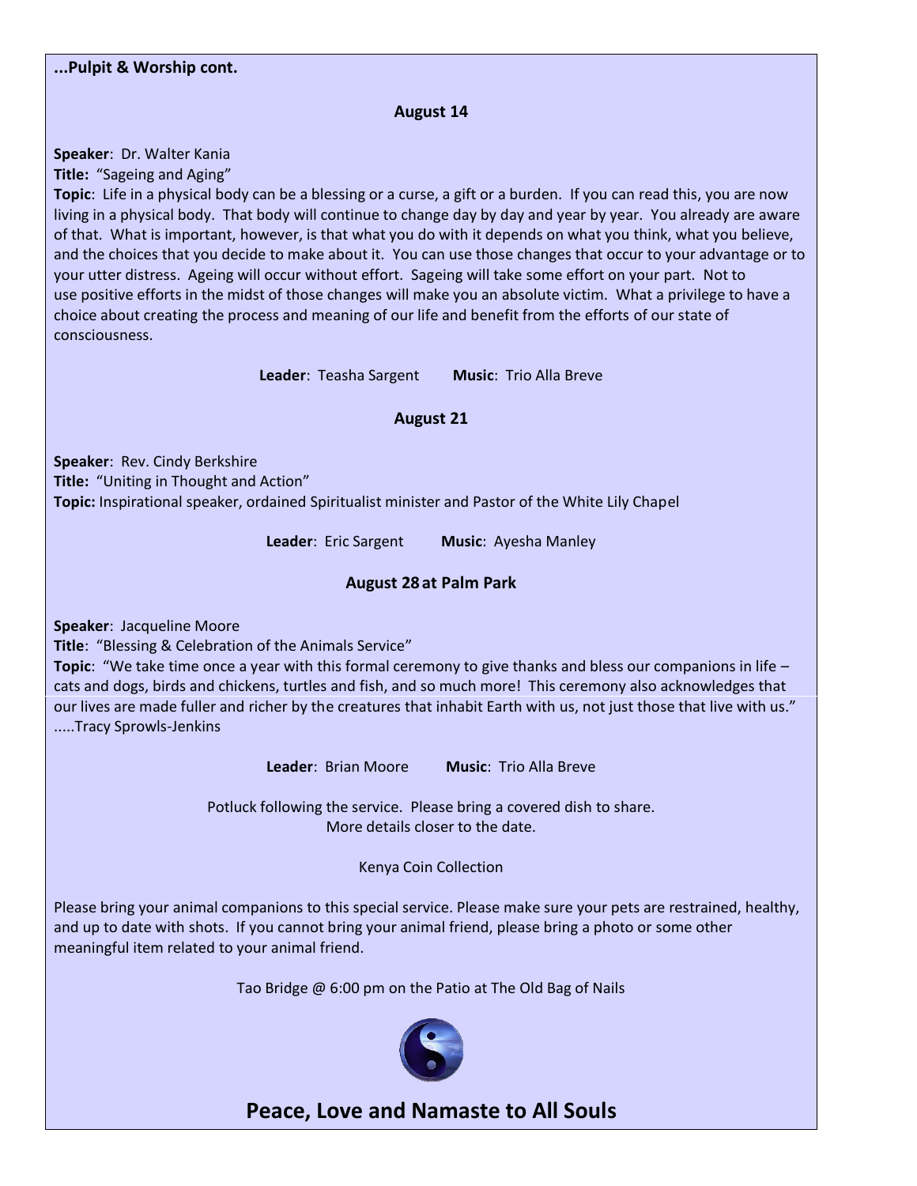**...Pulpit & Worship cont.**

**August 14**

**Speaker**: Dr. Walter Kania
**Title:** "Sageing and Aging"
**Topic**: Life in a physical body can be a blessing or a curse, a gift or a burden. If you can read this, you are now living in a physical body. That body will continue to change day by day and year by year. You already are aware of that. What is important, however, is that what you do with it depends on what you think, what you believe, and the choices that you decide to make about it. You can use those changes that occur to your advantage or to your utter distress. Ageing will occur without effort. Sageing will take some effort on your part. Not to use positive efforts in the midst of those changes will make you an absolute victim. What a privilege to have a choice about creating the process and meaning of our life and benefit from the efforts of our state of consciousness.

**Leader**: Teasha Sargent **Music**: Trio Alla Breve

**August 21**

**Speaker**: Rev. Cindy Berkshire
**Title:** "Uniting in Thought and Action"
**Topic:** Inspirational speaker, ordained Spiritualist minister and Pastor of the White Lily Chapel

**Leader**: Eric Sargent **Music**: Ayesha Manley

**August 28 at Palm Park**

**Speaker**: Jacqueline Moore
**Title**: "Blessing & Celebration of the Animals Service"
**Topic**: "We take time once a year with this formal ceremony to give thanks and bless our companions in life – cats and dogs, birds and chickens, turtles and fish, and so much more! This ceremony also acknowledges that our lives are made fuller and richer by the creatures that inhabit Earth with us, not just those that live with us." .....Tracy Sprowls-Jenkins

**Leader**: Brian Moore **Music**: Trio Alla Breve

Potluck following the service. Please bring a covered dish to share.
More details closer to the date.

Kenya Coin Collection

Please bring your animal companions to this special service. Please make sure your pets are restrained, healthy, and up to date with shots. If you cannot bring your animal friend, please bring a photo or some other meaningful item related to your animal friend.

Tao Bridge @ 6:00 pm on the Patio at The Old Bag of Nails

**Peace, Love and Namaste to All Souls**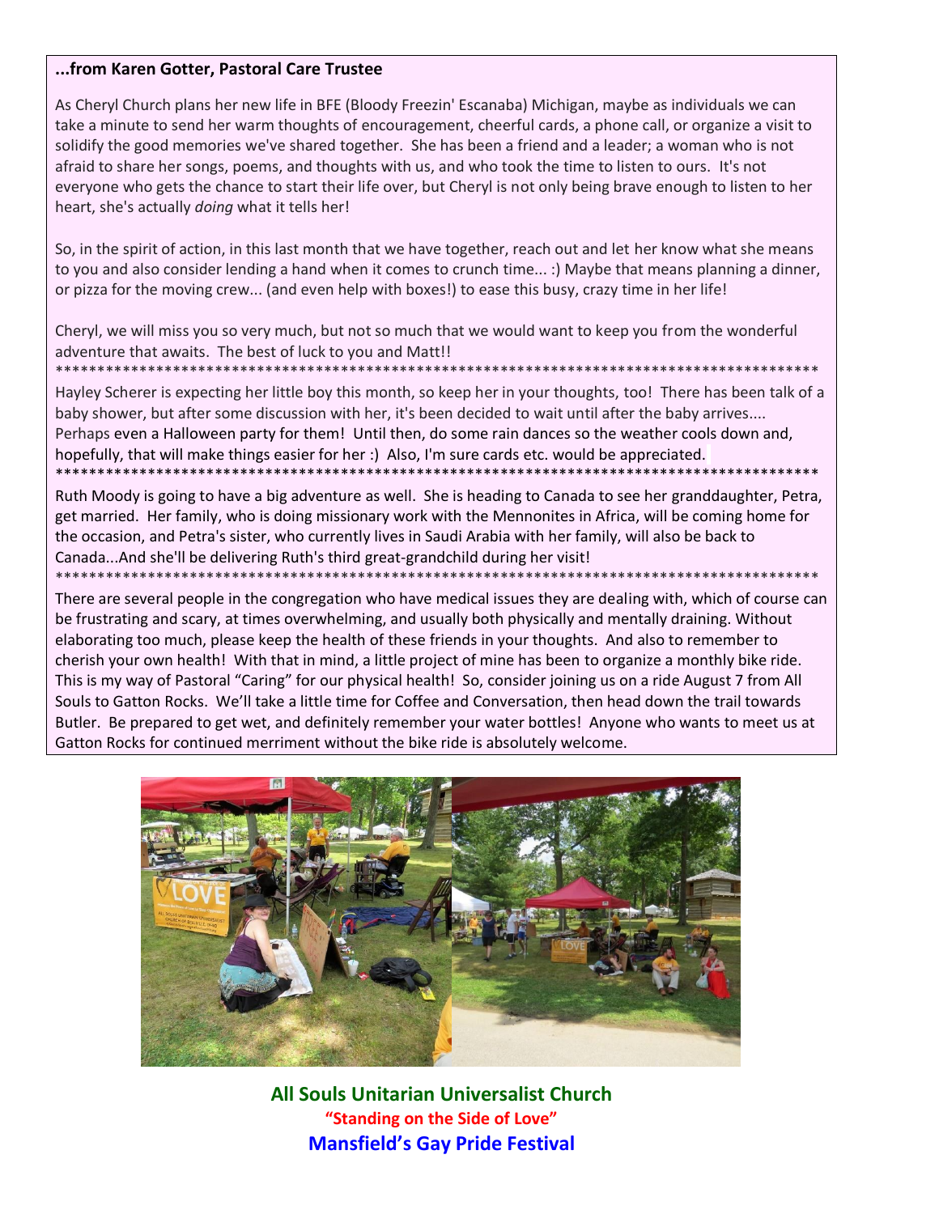**...from Karen Gotter, Pastoral Care Trustee**

As Cheryl Church plans her new life in BFE (Bloody Freezin' Escanaba) Michigan, maybe as individuals we can take a minute to send her warm thoughts of encouragement, cheerful cards, a phone call, or organize a visit to solidify the good memories we've shared together. She has been a friend and a leader; a woman who is not afraid to share her songs, poems, and thoughts with us, and who took the time to listen to ours. It's not everyone who gets the chance to start their life over, but Cheryl is not only being brave enough to listen to her heart, she's actually *doing* what it tells her!

So, in the spirit of action, in this last month that we have together, reach out and let her know what she means to you and also consider lending a hand when it comes to crunch time... :) Maybe that means planning a dinner, or pizza for the moving crew... (and even help with boxes!) to ease this busy, crazy time in her life!

Cheryl, we will miss you so very much, but not so much that we would want to keep you from the wonderful adventure that awaits. The best of luck to you and Matt!!

*********************************************************************************************

Hayley Scherer is expecting her little boy this month, so keep her in your thoughts, too! There has been talk of a baby shower, but after some discussion with her, it's been decided to wait until after the baby arrives.... Perhaps even a Halloween party for them! Until then, do some rain dances so the weather cools down and, hopefully, that will make things easier for her :) Also, I'm sure cards etc. would be appreciated.

*********************************************************************************************

Ruth Moody is going to have a big adventure as well. She is heading to Canada to see her granddaughter, Petra, get married. Her family, who is doing missionary work with the Mennonites in Africa, will be coming home for the occasion, and Petra's sister, who currently lives in Saudi Arabia with her family, will also be back to Canada...And she'll be delivering Ruth's third great-grandchild during her visit!

*********************************************************************************************

There are several people in the congregation who have medical issues they are dealing with, which of course can be frustrating and scary, at times overwhelming, and usually both physically and mentally draining. Without elaborating too much, please keep the health of these friends in your thoughts. And also to remember to cherish your own health! With that in mind, a little project of mine has been to organize a monthly bike ride. This is my way of Pastoral "Caring" for our physical health! So, consider joining us on a ride August 7 from All Souls to Gatton Rocks. We'll take a little time for Coffee and Conversation, then head down the trail towards Butler. Be prepared to get wet, and definitely remember your water bottles! Anyone who wants to meet us at Gatton Rocks for continued merriment without the bike ride is absolutely welcome.

**All Souls Unitarian Universalist Church**

**"Standing on the Side of Love"**

**Mansfield's Gay Pride Festival**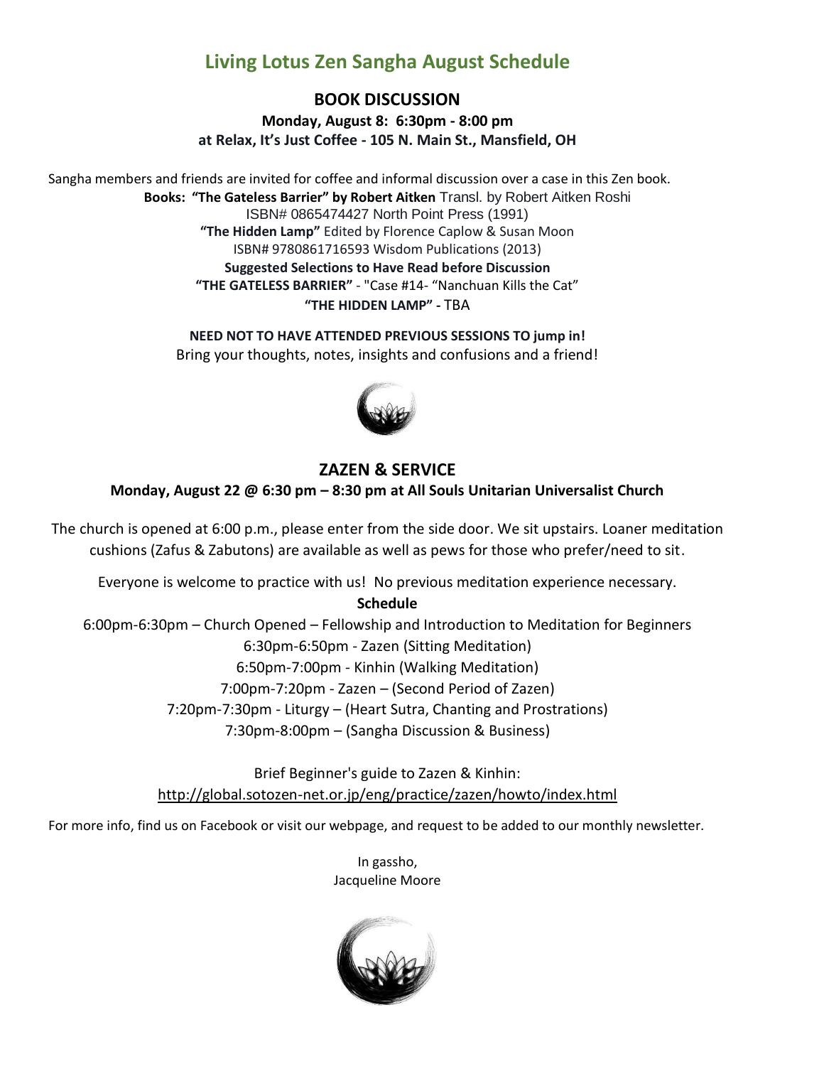# Living Lotus Zen Sangha August Schedule

## BOOK DISCUSSION

**Monday, August 8: 6:30pm - 8:00 pm**
**at Relax, It's Just Coffee - 105 N. Main St., Mansfield, OH**

Sangha members and friends are invited for coffee and informal discussion over a case in this Zen book.

**Books: "The Gateless Barrier" by Robert Aitken** Transl. by Robert Aitken Roshi
ISBN# 0865474427 North Point Press (1991)
**"The Hidden Lamp"** Edited by Florence Caplow & Susan Moon
ISBN# 9780861716593 Wisdom Publications (2013)

**Suggested Selections to Have Read before Discussion**
**"THE GATELESS BARRIER"** - "Case #14- "Nanchuan Kills the Cat"
**"THE HIDDEN LAMP"** - TBA

**NEED NOT TO HAVE ATTENDED PREVIOUS SESSIONS TO jump in!**
Bring your thoughts, notes, insights and confusions and a friend!

## ZAZEN & SERVICE

**Monday, August 22 @ 6:30 pm – 8:30 pm at All Souls Unitarian Universalist Church**

The church is opened at 6:00 p.m., please enter from the side door. We sit upstairs. Loaner meditation cushions (Zafus & Zabutons) are available as well as pews for those who prefer/need to sit.

Everyone is welcome to practice with us! No previous meditation experience necessary.

**Schedule**

6:00pm-6:30pm – Church Opened – Fellowship and Introduction to Meditation for Beginners
6:30pm-6:50pm - Zazen (Sitting Meditation)
6:50pm-7:00pm - Kinhin (Walking Meditation)
7:00pm-7:20pm - Zazen – (Second Period of Zazen)
7:20pm-7:30pm - Liturgy – (Heart Sutra, Chanting and Prostrations)
7:30pm-8:00pm – (Sangha Discussion & Business)

Brief Beginner's guide to Zazen & Kinhin:
http://global.sotozen-net.or.jp/eng/practice/zazen/howto/index.html

For more info, find us on Facebook or visit our webpage, and request to be added to our monthly newsletter.

In gassho,
Jacqueline Moore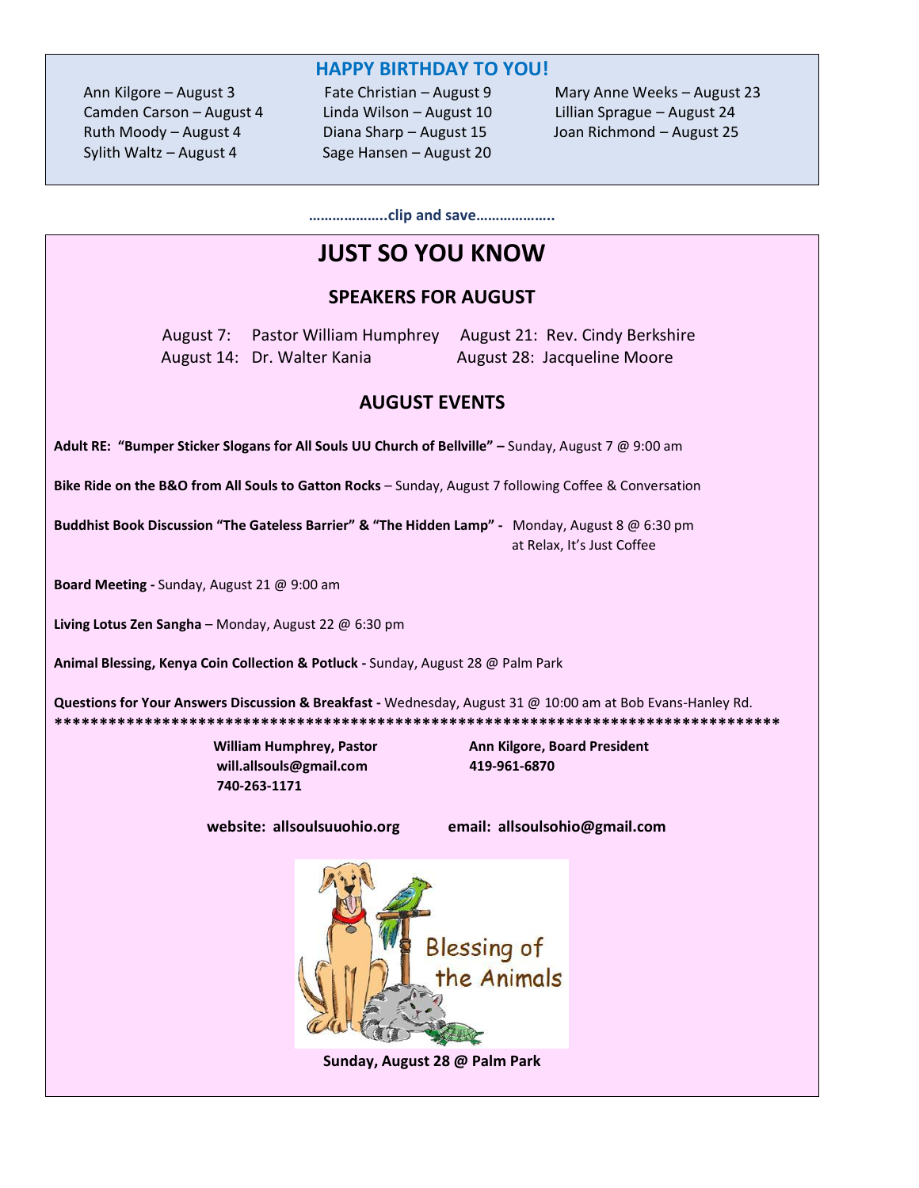## HAPPY BIRTHDAY TO YOU!

Ann Kilgore – August 3
Camden Carson – August 4
Ruth Moody – August 4
Sylith Waltz – August 4
Fate Christian – August 9
Linda Wilson – August 10
Diana Sharp – August 15
Sage Hansen – August 20
Mary Anne Weeks – August 23
Lillian Sprague – August 24
Joan Richmond – August 25

………………..clip and save………………..

# JUST SO YOU KNOW

## SPEAKERS FOR AUGUST

August 7: Pastor William Humphrey
August 14: Dr. Walter Kania
August 21: Rev. Cindy Berkshire
August 28: Jacqueline Moore

## AUGUST EVENTS

**Adult RE: "Bumper Sticker Slogans for All Souls UU Church of Bellville" –** Sunday, August 7 @ 9:00 am

**Bike Ride on the B&O from All Souls to Gatton Rocks** – Sunday, August 7 following Coffee & Conversation

**Buddhist Book Discussion "The Gateless Barrier" & "The Hidden Lamp" -** Monday, August 8 @ 6:30 pm at Relax, It's Just Coffee

**Board Meeting -** Sunday, August 21 @ 9:00 am

**Living Lotus Zen Sangha** – Monday, August 22 @ 6:30 pm

**Animal Blessing, Kenya Coin Collection & Potluck -** Sunday, August 28 @ Palm Park

**Questions for Your Answers Discussion & Breakfast -** Wednesday, August 31 @ 10:00 am at Bob Evans-Hanley Rd.

*********************************************************************************

**William Humphrey, Pastor**
**will.allsouls@gmail.com**
**740-263-1171**

**Ann Kilgore, Board President**
**419-961-6870**

**website: allsoulsuuohio.org** **email: allsoulsohio@gmail.com**

Blessing of the Animals

**Sunday, August 28 @ Palm Park**